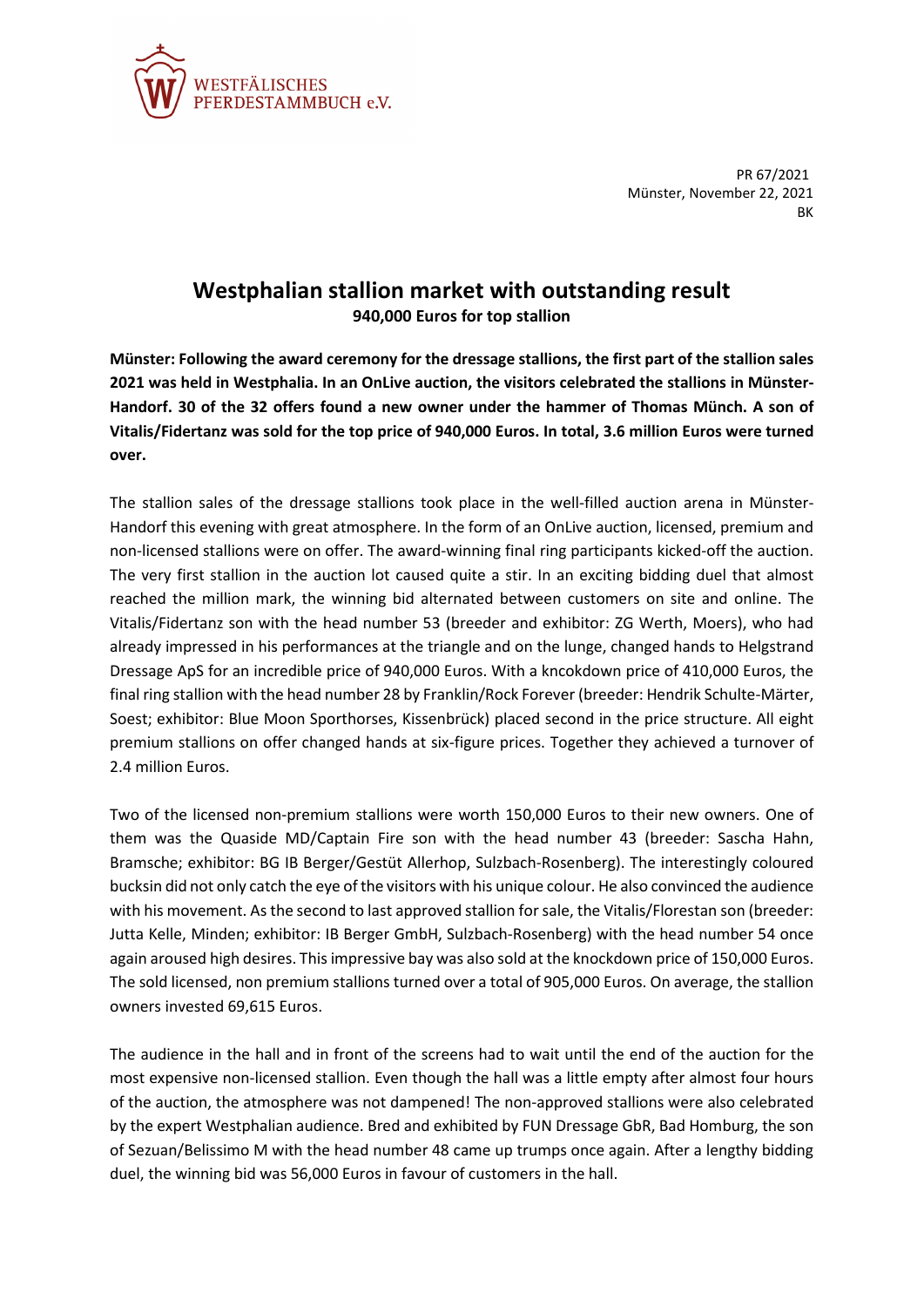WESTFÄLISCHES
PFERDESTAMMBUCH e.V.

PR 67/2021
Münster, November 22, 2021
BK

# Westphalian stallion market with outstanding result

**940,000 Euros for top stallion**

**Münster: Following the award ceremony for the dressage stallions, the first part of the stallion sales 2021 was held in Westphalia. In an OnLive auction, the visitors celebrated the stallions in Münster-Handorf. 30 of the 32 offers found a new owner under the hammer of Thomas Münch. A son of Vitalis/Fidertanz was sold for the top price of 940,000 Euros. In total, 3.6 million Euros were turned over.**

The stallion sales of the dressage stallions took place in the well-filled auction arena in Münster-Handorf this evening with great atmosphere. In the form of an OnLive auction, licensed, premium and non-licensed stallions were on offer. The award-winning final ring participants kicked-off the auction. The very first stallion in the auction lot caused quite a stir. In an exciting bidding duel that almost reached the million mark, the winning bid alternated between customers on site and online. The Vitalis/Fidertanz son with the head number 53 (breeder and exhibitor: ZG Werth, Moers), who had already impressed in his performances at the triangle and on the lunge, changed hands to Helgstrand Dressage ApS for an incredible price of 940,000 Euros. With a kncokdown price of 410,000 Euros, the final ring stallion with the head number 28 by Franklin/Rock Forever (breeder: Hendrik Schulte-Märter, Soest; exhibitor: Blue Moon Sporthorses, Kissenbrück) placed second in the price structure. All eight premium stallions on offer changed hands at six-figure prices. Together they achieved a turnover of 2.4 million Euros.

Two of the licensed non-premium stallions were worth 150,000 Euros to their new owners. One of them was the Quaside MD/Captain Fire son with the head number 43 (breeder: Sascha Hahn, Bramsche; exhibitor: BG IB Berger/Gestüt Allerhop, Sulzbach-Rosenberg). The interestingly coloured bucksin did not only catch the eye of the visitors with his unique colour. He also convinced the audience with his movement. As the second to last approved stallion for sale, the Vitalis/Florestan son (breeder: Jutta Kelle, Minden; exhibitor: IB Berger GmbH, Sulzbach-Rosenberg) with the head number 54 once again aroused high desires. This impressive bay was also sold at the knockdown price of 150,000 Euros. The sold licensed, non premium stallions turned over a total of 905,000 Euros. On average, the stallion owners invested 69,615 Euros.

The audience in the hall and in front of the screens had to wait until the end of the auction for the most expensive non-licensed stallion. Even though the hall was a little empty after almost four hours of the auction, the atmosphere was not dampened! The non-approved stallions were also celebrated by the expert Westphalian audience. Bred and exhibited by FUN Dressage GbR, Bad Homburg, the son of Sezuan/Belissimo M with the head number 48 came up trumps once again. After a lengthy bidding duel, the winning bid was 56,000 Euros in favour of customers in the hall.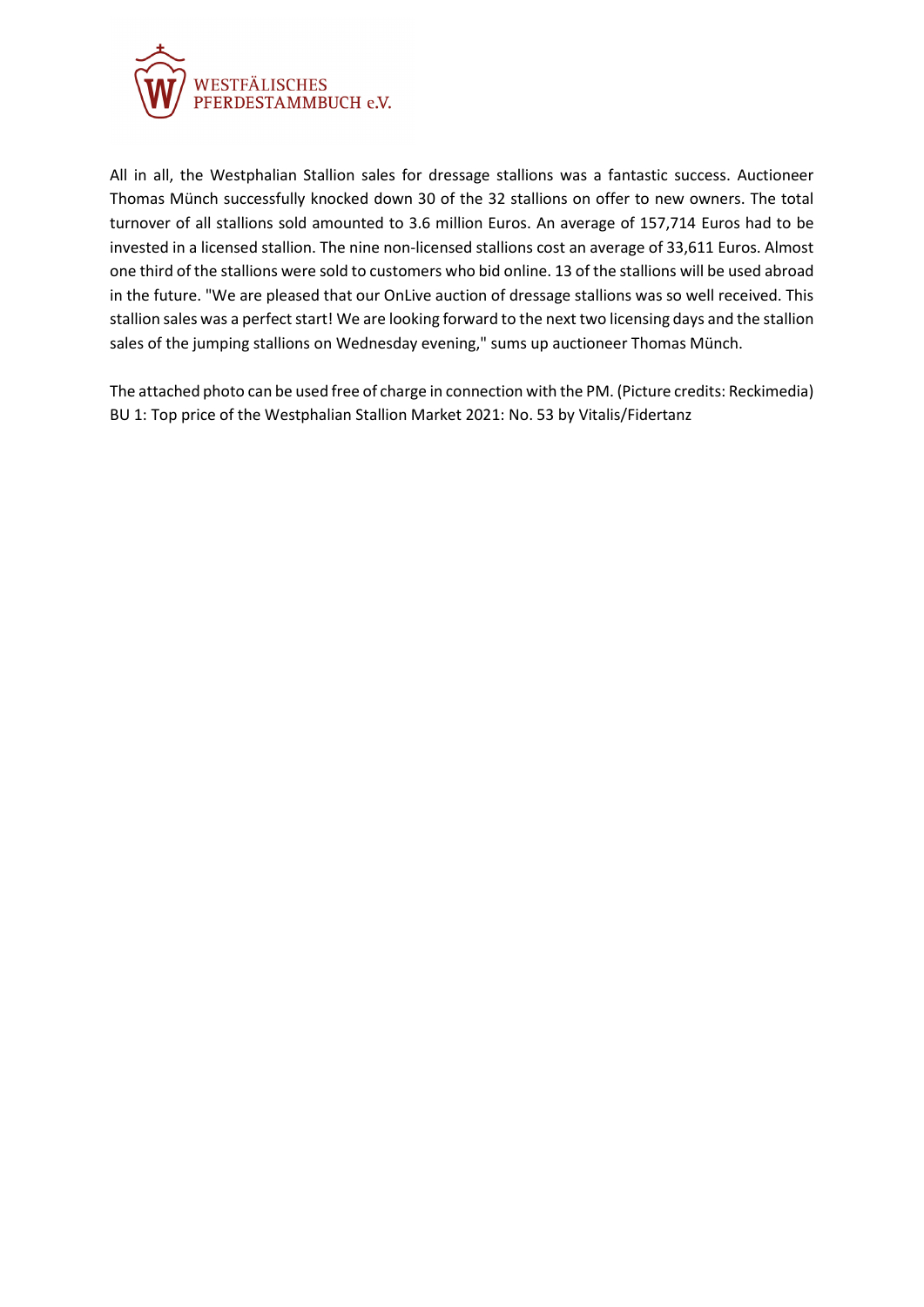All in all, the Westphalian Stallion sales for dressage stallions was a fantastic success. Auctioneer Thomas Münch successfully knocked down 30 of the 32 stallions on offer to new owners. The total turnover of all stallions sold amounted to 3.6 million Euros. An average of 157,714 Euros had to be invested in a licensed stallion. The nine non-licensed stallions cost an average of 33,611 Euros. Almost one third of the stallions were sold to customers who bid online. 13 of the stallions will be used abroad in the future. "We are pleased that our OnLive auction of dressage stallions was so well received. This stallion sales was a perfect start! We are looking forward to the next two licensing days and the stallion sales of the jumping stallions on Wednesday evening," sums up auctioneer Thomas Münch.

The attached photo can be used free of charge in connection with the PM. (Picture credits: Reckimedia)
BU 1: Top price of the Westphalian Stallion Market 2021: No. 53 by Vitalis/Fidertanz